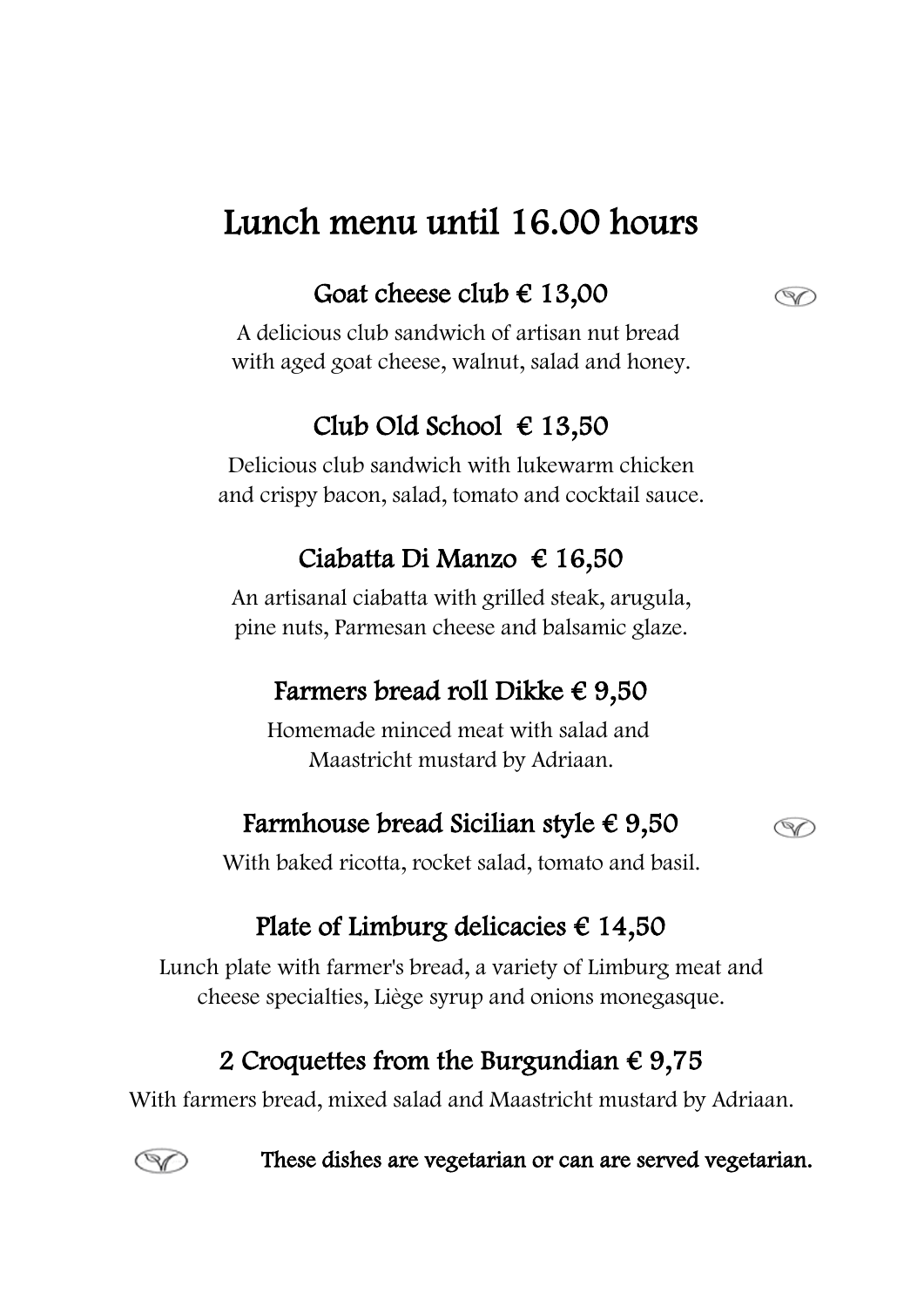# Lunch menu until 16.00 hours

## Goat cheese club € 13,00

A delicious club sandwich of artisan nut bread
with aged goat cheese, walnut, salad and honey.

## Club Old School € 13,50

Delicious club sandwich with lukewarm chicken
and crispy bacon, salad, tomato and cocktail sauce.

## Ciabatta Di Manzo € 16,50

An artisanal ciabatta with grilled steak, arugula,
pine nuts, Parmesan cheese and balsamic glaze.

## Farmers bread roll Dikke € 9,50

Homemade minced meat with salad and
Maastricht mustard by Adriaan.

## Farmhouse bread Sicilian style € 9,50

With baked ricotta, rocket salad, tomato and basil.

## Plate of Limburg delicacies € 14,50

Lunch plate with farmer's bread, a variety of Limburg meat and
cheese specialties, Liège syrup and onions monegasque.

## 2 Croquettes from the Burgundian € 9,75

With farmers bread, mixed salad and Maastricht mustard by Adriaan.

**These dishes are vegetarian or can are served vegetarian.**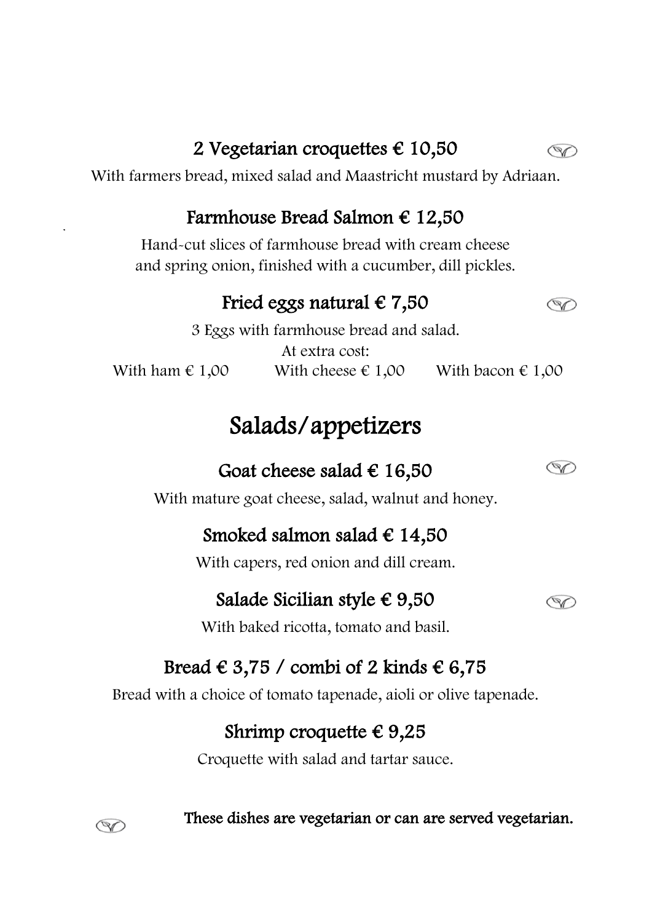### 2 Vegetarian croquettes € 10,50

With farmers bread, mixed salad and Maastricht mustard by Adriaan.

### Farmhouse Bread Salmon € 12,50

Hand-cut slices of farmhouse bread with cream cheese
and spring onion, finished with a cucumber, dill pickles.

### Fried eggs natural € 7,50

3 Eggs with farmhouse bread and salad.
At extra cost:
With ham € 1,00 With cheese € 1,00 With bacon € 1,00

## Salads/appetizers

### Goat cheese salad € 16,50

With mature goat cheese, salad, walnut and honey.

### Smoked salmon salad € 14,50

With capers, red onion and dill cream.

### Salade Sicilian style € 9,50

With baked ricotta, tomato and basil.

### Bread € 3,75 / combi of 2 kinds € 6,75

Bread with a choice of tomato tapenade, aioli or olive tapenade.

### Shrimp croquette € 9,25

Croquette with salad and tartar sauce.

**These dishes are vegetarian or can are served vegetarian.**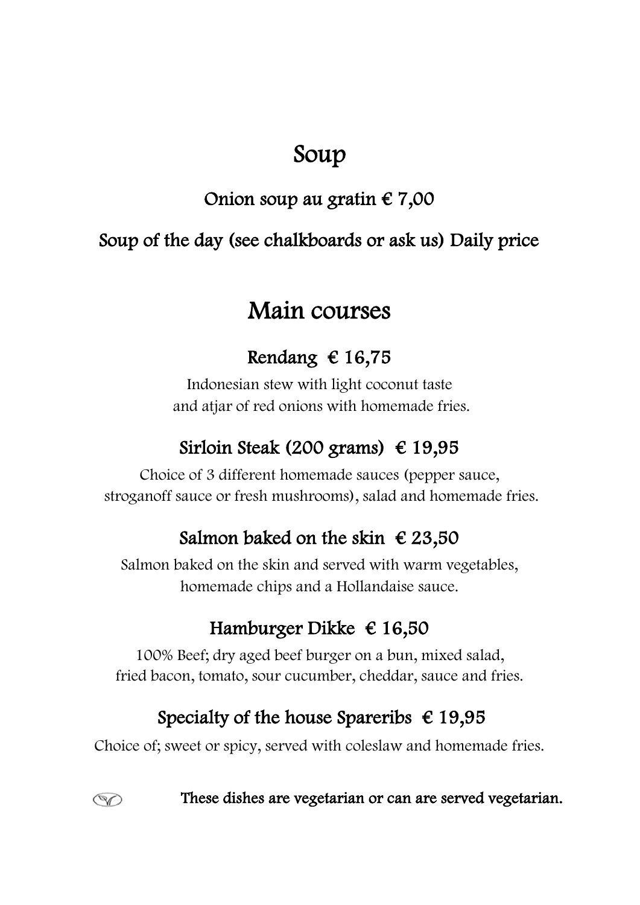# Soup

## Onion soup au gratin € 7,00

## Soup of the day (see chalkboards or ask us) Daily price

# Main courses

## Rendang € 16,75

Indonesian stew with light coconut taste
and atjar of red onions with homemade fries.

## Sirloin Steak (200 grams) € 19,95

Choice of 3 different homemade sauces (pepper sauce,
stroganoff sauce or fresh mushrooms), salad and homemade fries.

## Salmon baked on the skin € 23,50

Salmon baked on the skin and served with warm vegetables,
homemade chips and a Hollandaise sauce.

## Hamburger Dikke € 16,50

100% Beef; dry aged beef burger on a bun, mixed salad,
fried bacon, tomato, sour cucumber, cheddar, sauce and fries.

## Specialty of the house Spareribs € 19,95

Choice of; sweet or spicy, served with coleslaw and homemade fries.

**These dishes are vegetarian or can are served vegetarian.**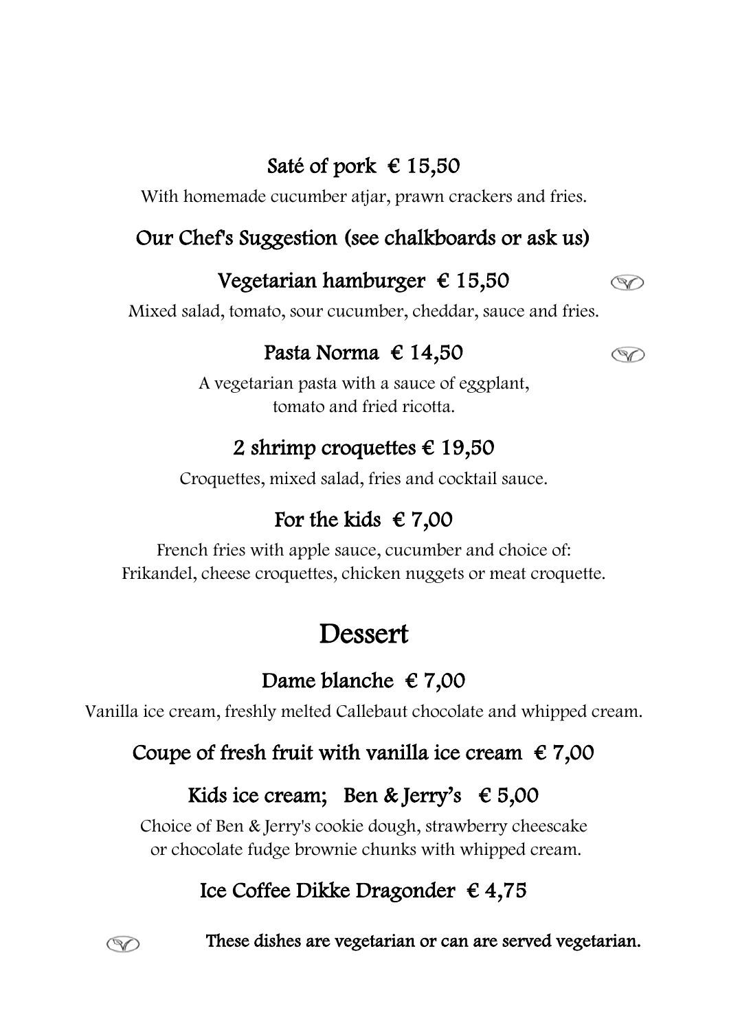### Saté of pork € 15,50

With homemade cucumber atjar, prawn crackers and fries.

### Our Chef's Suggestion (see chalkboards or ask us)

### Vegetarian hamburger € 15,50 (V)

Mixed salad, tomato, sour cucumber, cheddar, sauce and fries.

### Pasta Norma € 14,50 (V)

A vegetarian pasta with a sauce of eggplant, tomato and fried ricotta.

### 2 shrimp croquettes € 19,50

Croquettes, mixed salad, fries and cocktail sauce.

### For the kids € 7,00

French fries with apple sauce, cucumber and choice of:
Frikandel, cheese croquettes, chicken nuggets or meat croquette.

## Dessert

### Dame blanche € 7,00

Vanilla ice cream, freshly melted Callebaut chocolate and whipped cream.

### Coupe of fresh fruit with vanilla ice cream € 7,00

### Kids ice cream; Ben & Jerry's € 5,00

Choice of Ben & Jerry's cookie dough, strawberry cheescake or chocolate fudge brownie chunks with whipped cream.

### Ice Coffee Dikke Dragonder € 4,75

(V) **These dishes are vegetarian or can are served vegetarian.**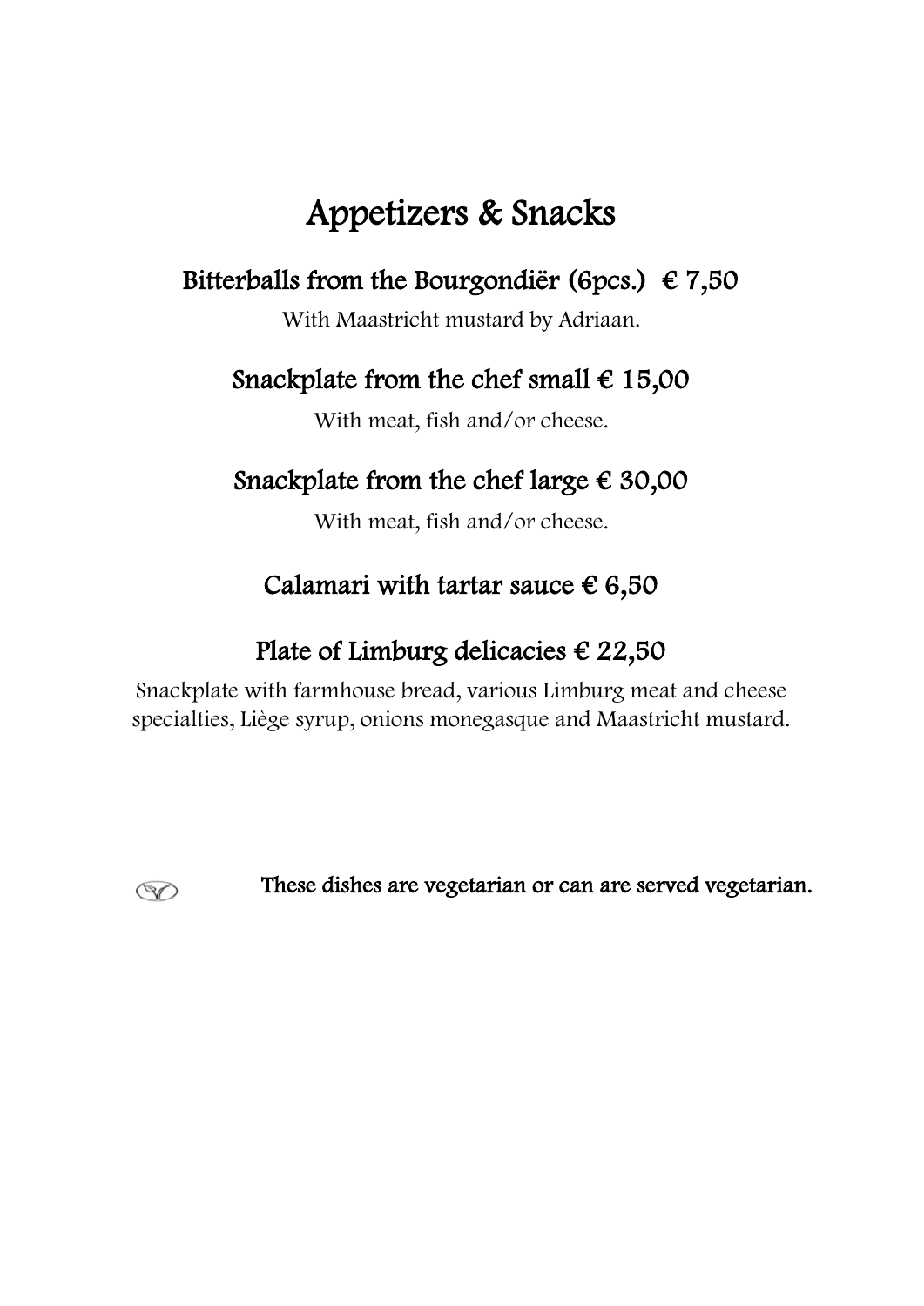# Appetizers & Snacks

## Bitterballs from the Bourgondiër (6pcs.) € 7,50

With Maastricht mustard by Adriaan.

## Snackplate from the chef small € 15,00

With meat, fish and/or cheese.

## Snackplate from the chef large € 30,00

With meat, fish and/or cheese.

## Calamari with tartar sauce € 6,50

## Plate of Limburg delicacies € 22,50

Snackplate with farmhouse bread, various Limburg meat and cheese specialties, Liège syrup, onions monegasque and Maastricht mustard.

**These dishes are vegetarian or can are served vegetarian.**